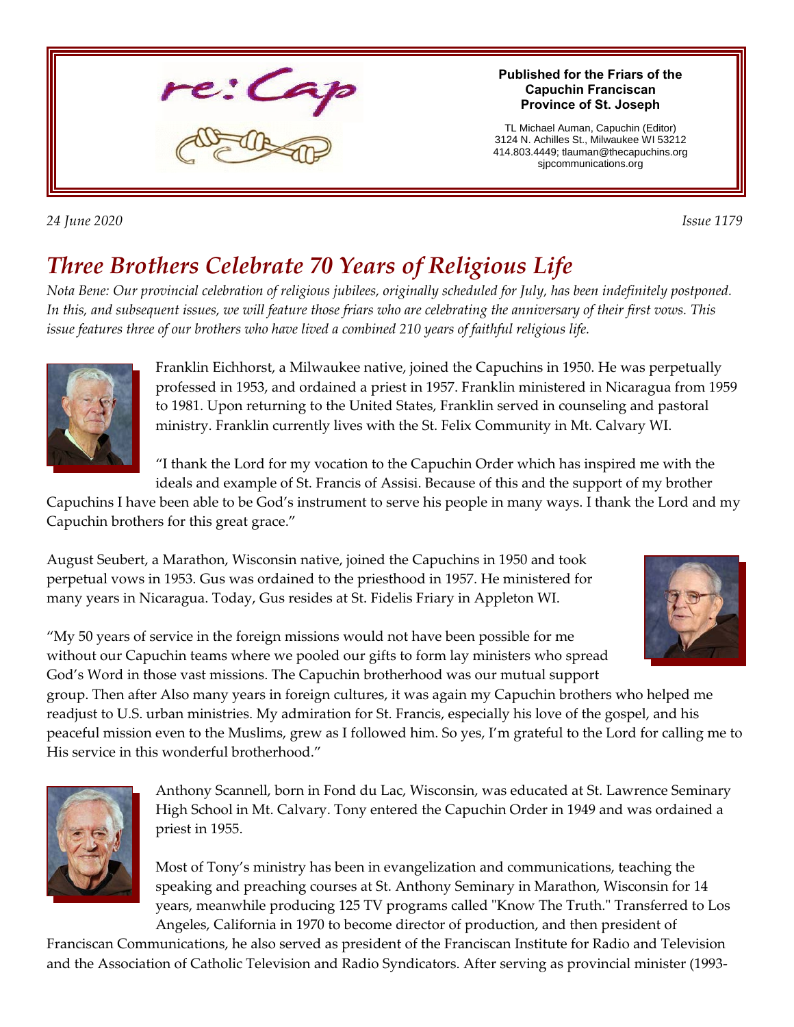re:Cap

**Published for the Friars of the Capuchin Franciscan Province of St. Joseph**

TL Michael Auman, Capuchin (Editor)
3124 N. Achilles St., Milwaukee WI 53212
414.803.4449; tlauman@thecapuchins.org
sjpcommunications.org

*24 June 2020* *Issue 1179*

# *Three Brothers Celebrate 70 Years of Religious Life*

*Nota Bene: Our provincial celebration of religious jubilees, originally scheduled for July, has been indefinitely postponed. In this, and subsequent issues, we will feature those friars who are celebrating the anniversary of their first vows. This issue features three of our brothers who have lived a combined 210 years of faithful religious life.*

Franklin Eichhorst, a Milwaukee native, joined the Capuchins in 1950. He was perpetually professed in 1953, and ordained a priest in 1957. Franklin ministered in Nicaragua from 1959 to 1981. Upon returning to the United States, Franklin served in counseling and pastoral ministry. Franklin currently lives with the St. Felix Community in Mt. Calvary WI.

"I thank the Lord for my vocation to the Capuchin Order which has inspired me with the ideals and example of St. Francis of Assisi. Because of this and the support of my brother Capuchins I have been able to be God's instrument to serve his people in many ways. I thank the Lord and my Capuchin brothers for this great grace."

August Seubert, a Marathon, Wisconsin native, joined the Capuchins in 1950 and took perpetual vows in 1953. Gus was ordained to the priesthood in 1957. He ministered for many years in Nicaragua. Today, Gus resides at St. Fidelis Friary in Appleton WI.

"My 50 years of service in the foreign missions would not have been possible for me without our Capuchin teams where we pooled our gifts to form lay ministers who spread God's Word in those vast missions. The Capuchin brotherhood was our mutual support group. Then after Also many years in foreign cultures, it was again my Capuchin brothers who helped me readjust to U.S. urban ministries. My admiration for St. Francis, especially his love of the gospel, and his peaceful mission even to the Muslims, grew as I followed him. So yes, I'm grateful to the Lord for calling me to His service in this wonderful brotherhood."

Anthony Scannell, born in Fond du Lac, Wisconsin, was educated at St. Lawrence Seminary High School in Mt. Calvary. Tony entered the Capuchin Order in 1949 and was ordained a priest in 1955.

Most of Tony's ministry has been in evangelization and communications, teaching the speaking and preaching courses at St. Anthony Seminary in Marathon, Wisconsin for 14 years, meanwhile producing 125 TV programs called "Know The Truth." Transferred to Los Angeles, California in 1970 to become director of production, and then president of Franciscan Communications, he also served as president of the Franciscan Institute for Radio and Television and the Association of Catholic Television and Radio Syndicators. After serving as provincial minister (1993-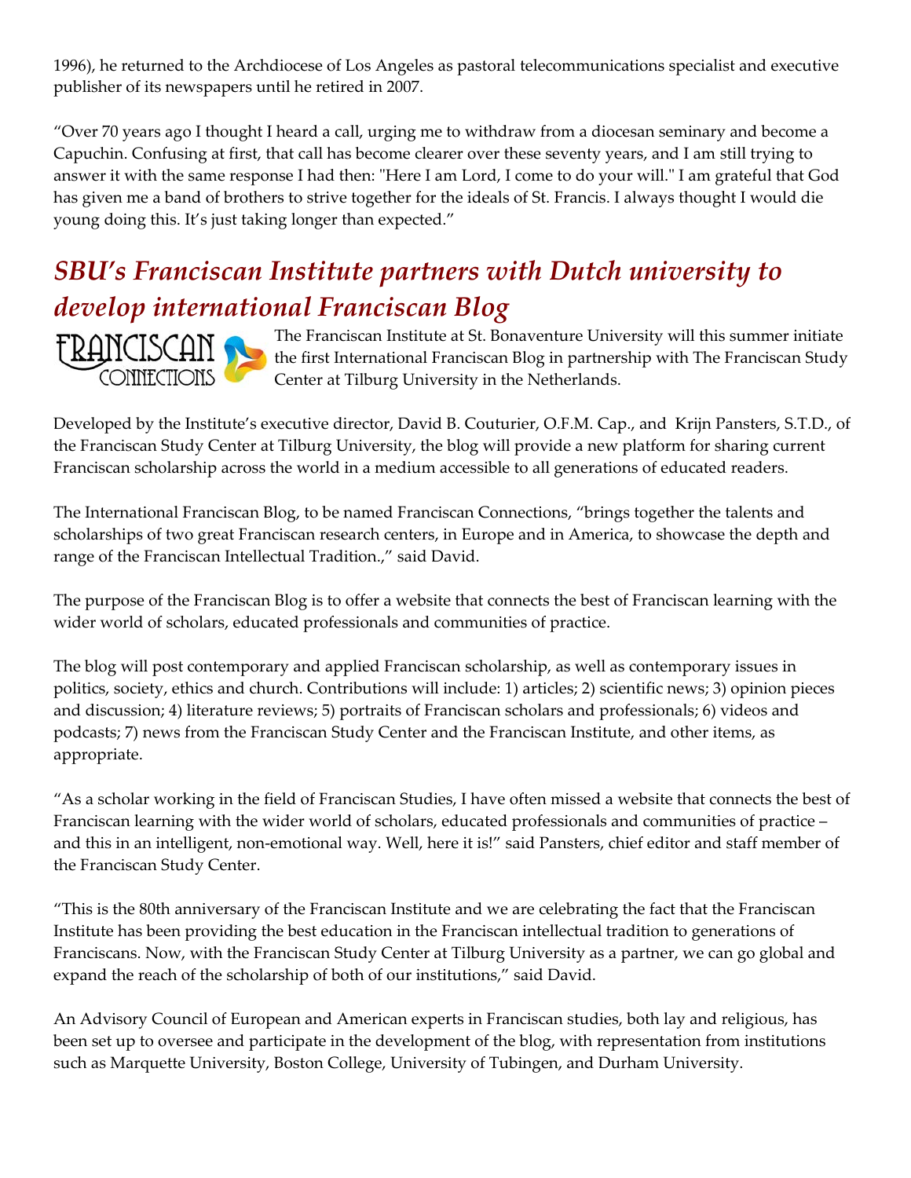1996), he returned to the Archdiocese of Los Angeles as pastoral telecommunications specialist and executive publisher of its newspapers until he retired in 2007.

“Over 70 years ago I thought I heard a call, urging me to withdraw from a diocesan seminary and become a Capuchin. Confusing at first, that call has become clearer over these seventy years, and I am still trying to answer it with the same response I had then: "Here I am Lord, I come to do your will." I am grateful that God has given me a band of brothers to strive together for the ideals of St. Francis. I always thought I would die young doing this. It’s just taking longer than expected.”

## *SBU’s Franciscan Institute partners with Dutch university to develop international Franciscan Blog*

FRANCISCAN CONNECTIONS

The Franciscan Institute at St. Bonaventure University will this summer initiate the first International Franciscan Blog in partnership with The Franciscan Study Center at Tilburg University in the Netherlands.

Developed by the Institute’s executive director, David B. Couturier, O.F.M. Cap., and Krijn Pansters, S.T.D., of the Franciscan Study Center at Tilburg University, the blog will provide a new platform for sharing current Franciscan scholarship across the world in a medium accessible to all generations of educated readers.

The International Franciscan Blog, to be named Franciscan Connections, “brings together the talents and scholarships of two great Franciscan research centers, in Europe and in America, to showcase the depth and range of the Franciscan Intellectual Tradition.,” said David.

The purpose of the Franciscan Blog is to offer a website that connects the best of Franciscan learning with the wider world of scholars, educated professionals and communities of practice.

The blog will post contemporary and applied Franciscan scholarship, as well as contemporary issues in politics, society, ethics and church. Contributions will include: 1) articles; 2) scientific news; 3) opinion pieces and discussion; 4) literature reviews; 5) portraits of Franciscan scholars and professionals; 6) videos and podcasts; 7) news from the Franciscan Study Center and the Franciscan Institute, and other items, as appropriate.

“As a scholar working in the field of Franciscan Studies, I have often missed a website that connects the best of Franciscan learning with the wider world of scholars, educated professionals and communities of practice – and this in an intelligent, non-emotional way. Well, here it is!” said Pansters, chief editor and staff member of the Franciscan Study Center.

“This is the 80th anniversary of the Franciscan Institute and we are celebrating the fact that the Franciscan Institute has been providing the best education in the Franciscan intellectual tradition to generations of Franciscans. Now, with the Franciscan Study Center at Tilburg University as a partner, we can go global and expand the reach of the scholarship of both of our institutions,” said David.

An Advisory Council of European and American experts in Franciscan studies, both lay and religious, has been set up to oversee and participate in the development of the blog, with representation from institutions such as Marquette University, Boston College, University of Tubingen, and Durham University.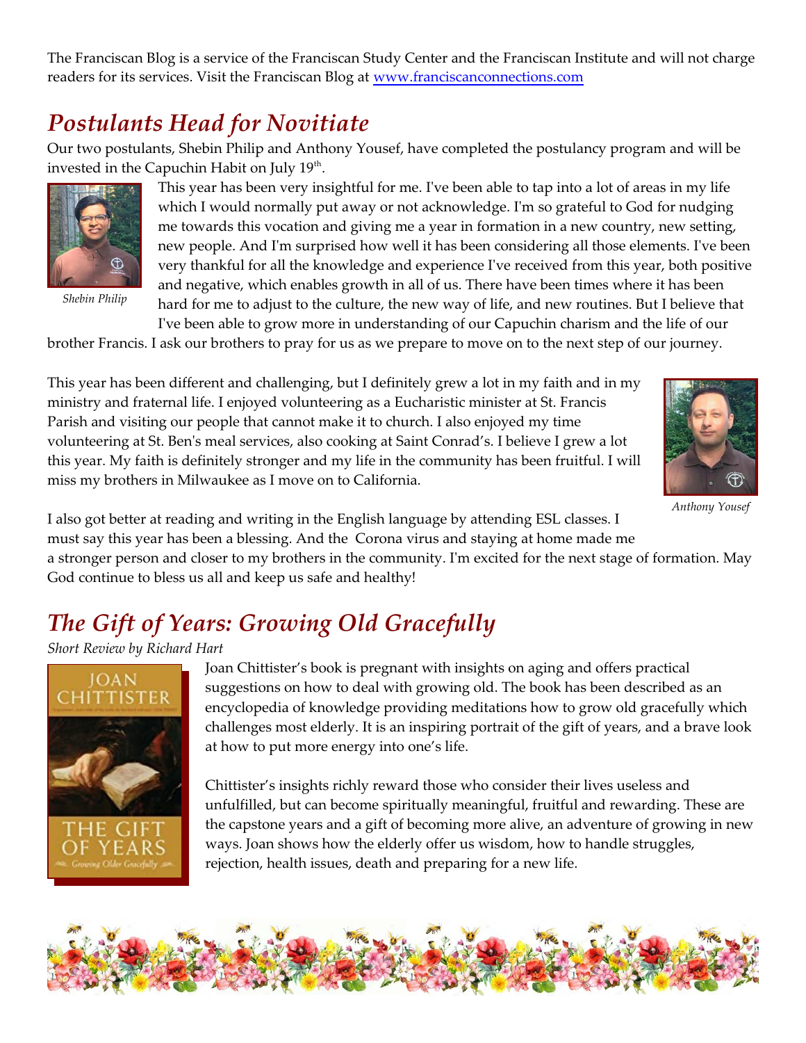The Franciscan Blog is a service of the Franciscan Study Center and the Franciscan Institute and will not charge readers for its services. Visit the Franciscan Blog at www.franciscanconnections.com

## *Postulants Head for Novitiate*

Our two postulants, Shebin Philip and Anthony Yousef, have completed the postulancy program and will be invested in the Capuchin Habit on July 19th.

*Shebin Philip*

This year has been very insightful for me. I've been able to tap into a lot of areas in my life which I would normally put away or not acknowledge. I'm so grateful to God for nudging me towards this vocation and giving me a year in formation in a new country, new setting, new people. And I'm surprised how well it has been considering all those elements. I've been very thankful for all the knowledge and experience I've received from this year, both positive and negative, which enables growth in all of us. There have been times where it has been hard for me to adjust to the culture, the new way of life, and new routines. But I believe that I've been able to grow more in understanding of our Capuchin charism and the life of our brother Francis. I ask our brothers to pray for us as we prepare to move on to the next step of our journey.

*Anthony Yousef*

This year has been different and challenging, but I definitely grew a lot in my faith and in my ministry and fraternal life. I enjoyed volunteering as a Eucharistic minister at St. Francis Parish and visiting our people that cannot make it to church. I also enjoyed my time volunteering at St. Ben's meal services, also cooking at Saint Conrad's. I believe I grew a lot this year. My faith is definitely stronger and my life in the community has been fruitful. I will miss my brothers in Milwaukee as I move on to California.

I also got better at reading and writing in the English language by attending ESL classes. I must say this year has been a blessing. And the Corona virus and staying at home made me a stronger person and closer to my brothers in the community. I'm excited for the next stage of formation. May God continue to bless us all and keep us safe and healthy!

## *The Gift of Years: Growing Old Gracefully*

*Short Review by Richard Hart*

Joan Chittister's book is pregnant with insights on aging and offers practical suggestions on how to deal with growing old. The book has been described as an encyclopedia of knowledge providing meditations how to grow old gracefully which challenges most elderly. It is an inspiring portrait of the gift of years, and a brave look at how to put more energy into one's life.

Chittister's insights richly reward those who consider their lives useless and unfulfilled, but can become spiritually meaningful, fruitful and rewarding. These are the capstone years and a gift of becoming more alive, an adventure of growing in new ways. Joan shows how the elderly offer us wisdom, how to handle struggles, rejection, health issues, death and preparing for a new life.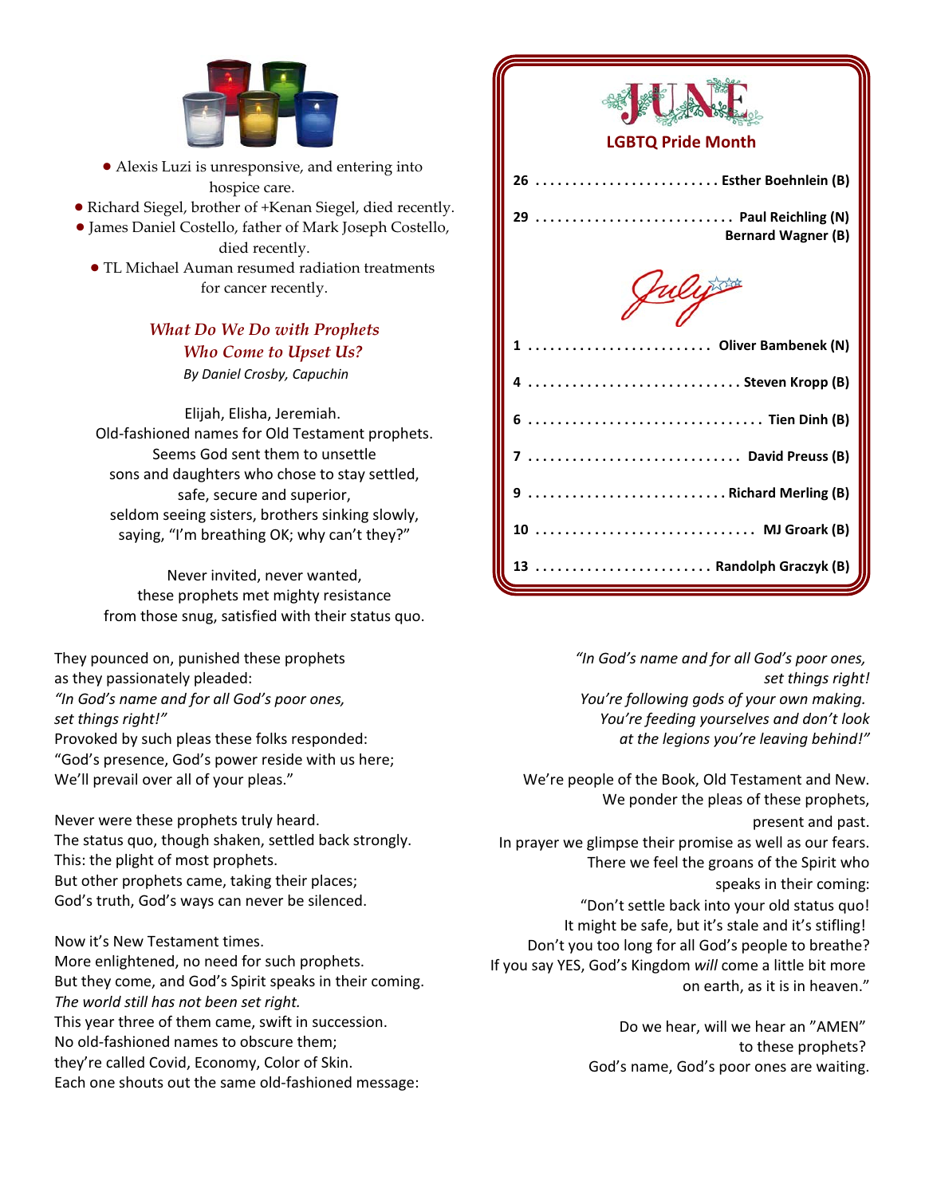- Alexis Luzi is unresponsive, and entering into hospice care.
- Richard Siegel, brother of +Kenan Siegel, died recently.
- James Daniel Costello, father of Mark Joseph Costello, died recently.
- TL Michael Auman resumed radiation treatments for cancer recently.

## *What Do We Do with Prophets Who Come to Upset Us?*

*By Daniel Crosby, Capuchin*

Elijah, Elisha, Jeremiah.
Old-fashioned names for Old Testament prophets.
Seems God sent them to unsettle
sons and daughters who chose to stay settled,
safe, secure and superior,
seldom seeing sisters, brothers sinking slowly,
saying, "I'm breathing OK; why can't they?"

Never invited, never wanted,
these prophets met mighty resistance
from those snug, satisfied with their status quo.

They pounced on, punished these prophets
as they passionately pleaded:
*"In God's name and for all God's poor ones,*
*set things right!"*
Provoked by such pleas these folks responded:
"God's presence, God's power reside with us here;
We'll prevail over all of your pleas."

Never were these prophets truly heard.
The status quo, though shaken, settled back strongly.
This: the plight of most prophets.
But other prophets came, taking their places;
God's truth, God's ways can never be silenced.

Now it's New Testament times.
More enlightened, no need for such prophets.
But they come, and God's Spirit speaks in their coming.
*The world still has not been set right.*
This year three of them came, swift in succession.
No old-fashioned names to obscure them;
they're called Covid, Economy, Color of Skin.
Each one shouts out the same old-fashioned message:

*"In God's name and for all God's poor ones,*
*set things right!*
*You're following gods of your own making.*
*You're feeding yourselves and don't look*
*at the legions you're leaving behind!"*

We're people of the Book, Old Testament and New.
We ponder the pleas of these prophets,
present and past.
In prayer we glimpse their promise as well as our fears.
There we feel the groans of the Spirit who
speaks in their coming:
"Don't settle back into your old status quo!
It might be safe, but it's stale and it's stifling!
Don't you too long for all God's people to breathe?
If you say YES, God's Kingdom *will* come a little bit more
on earth, as it is in heaven."

Do we hear, will we hear an "AMEN"
to these prophets?
God's name, God's poor ones are waiting.

## JUNE

**LGBTQ Pride Month**

**26** ........ **Esther Boehnlein (B)**

**29** ........ **Paul Reichling (N)**
**Bernard Wagner (B)**

## July

**1** ........ **Oliver Bambenek (N)**

**4** ........ **Steven Kropp (B)**

**6** ........ **Tien Dinh (B)**

**7** ........ **David Preuss (B)**

**9** ........ **Richard Merling (B)**

**10** ........ **MJ Groark (B)**

**13** ........ **Randolph Graczyk (B)**